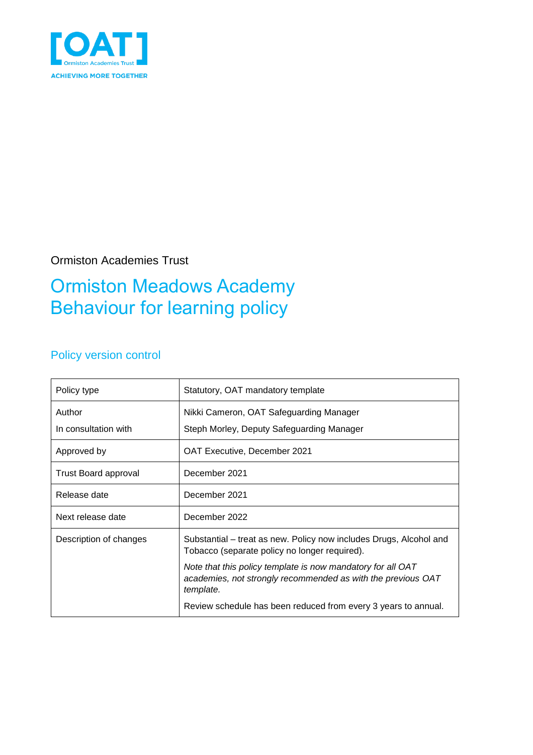Ormiston Academies Trust

# Ormiston Meadows Academy Behaviour for learning policy

## Policy version control

| Policy type | Statutory, OAT mandatory template |
|---|---|
| Author<br>In consultation with | Nikki Cameron, OAT Safeguarding Manager<br>Steph Morley, Deputy Safeguarding Manager |
| Approved by | OAT Executive, December 2021 |
| Trust Board approval | December 2021 |
| Release date | December 2021 |
| Next release date | December 2022 |
| Description of changes | Substantial – treat as new. Policy now includes Drugs, Alcohol and Tobacco (separate policy no longer required).<br>*Note that this policy template is now mandatory for all OAT academies, not strongly recommended as with the previous OAT template.*<br>Review schedule has been reduced from every 3 years to annual. |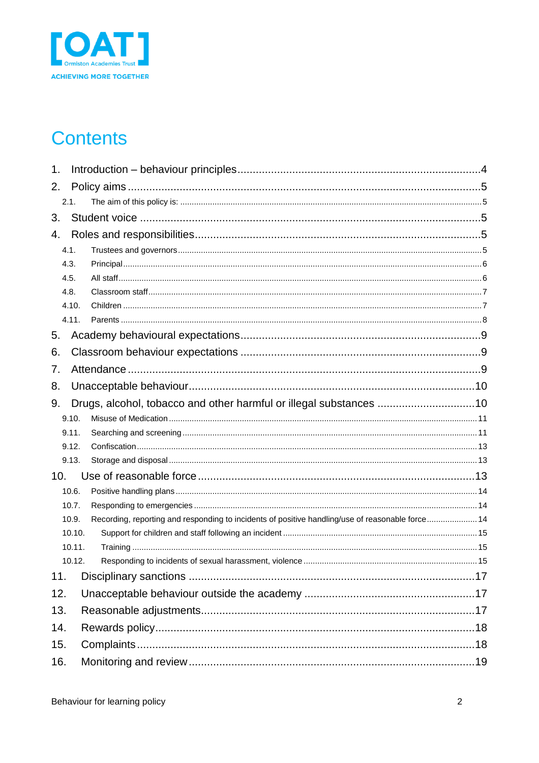# Contents

1. Introduction – behaviour principles ....................................................................... 4
2. Policy aims ........................................................................................................... 5
   - 2.1. The aim of this policy is: ........................................................................... 5
3. Student voice ....................................................................................................... 5
4. Roles and responsibilities ..................................................................................... 5
   - 4.1. Trustees and governors ............................................................................. 5
   - 4.3. Principal .................................................................................................... 6
   - 4.5. All staff ...................................................................................................... 6
   - 4.8. Classroom staff .......................................................................................... 7
   - 4.10. Children ................................................................................................... 7
   - 4.11. Parents ..................................................................................................... 8
5. Academy behavioural expectations ....................................................................... 9
6. Classroom behaviour expectations ........................................................................ 9
7. Attendance ........................................................................................................... 9
8. Unacceptable behaviour ....................................................................................... 10
9. Drugs, alcohol, tobacco and other harmful or illegal substances ........................... 10
   - 9.10. Misuse of Medication ............................................................................... 11
   - 9.11. Searching and screening .......................................................................... 11
   - 9.12. Confiscation ............................................................................................. 13
   - 9.13. Storage and disposal ................................................................................ 13
10. Use of reasonable force ..................................................................................... 13
    - 10.6. Positive handling plans ........................................................................... 14
    - 10.7. Responding to emergencies ..................................................................... 14
    - 10.9. Recording, reporting and responding to incidents of positive handling/use of reasonable force ....... 14
    - 10.10. Support for children and staff following an incident ................................. 15
    - 10.11. Training ................................................................................................. 15
    - 10.12. Responding to incidents of sexual harassment, violence ........................... 15
11. Disciplinary sanctions ........................................................................................ 17
12. Unacceptable behaviour outside the academy ..................................................... 17
13. Reasonable adjustments ...................................................................................... 17
14. Rewards policy .................................................................................................... 18
15. Complaints .......................................................................................................... 18
16. Monitoring and review ........................................................................................ 19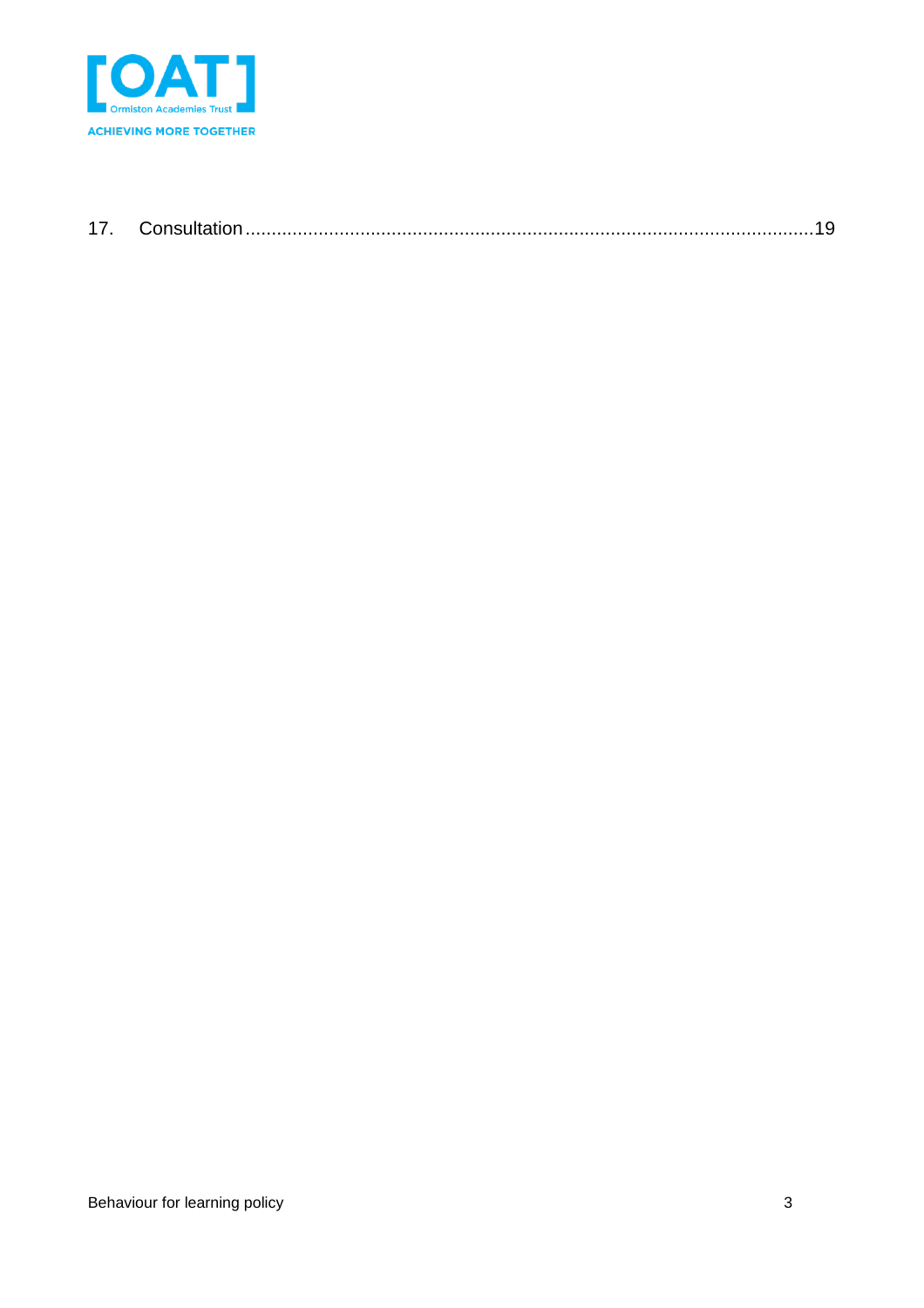17. Consultation ........................................................................................................19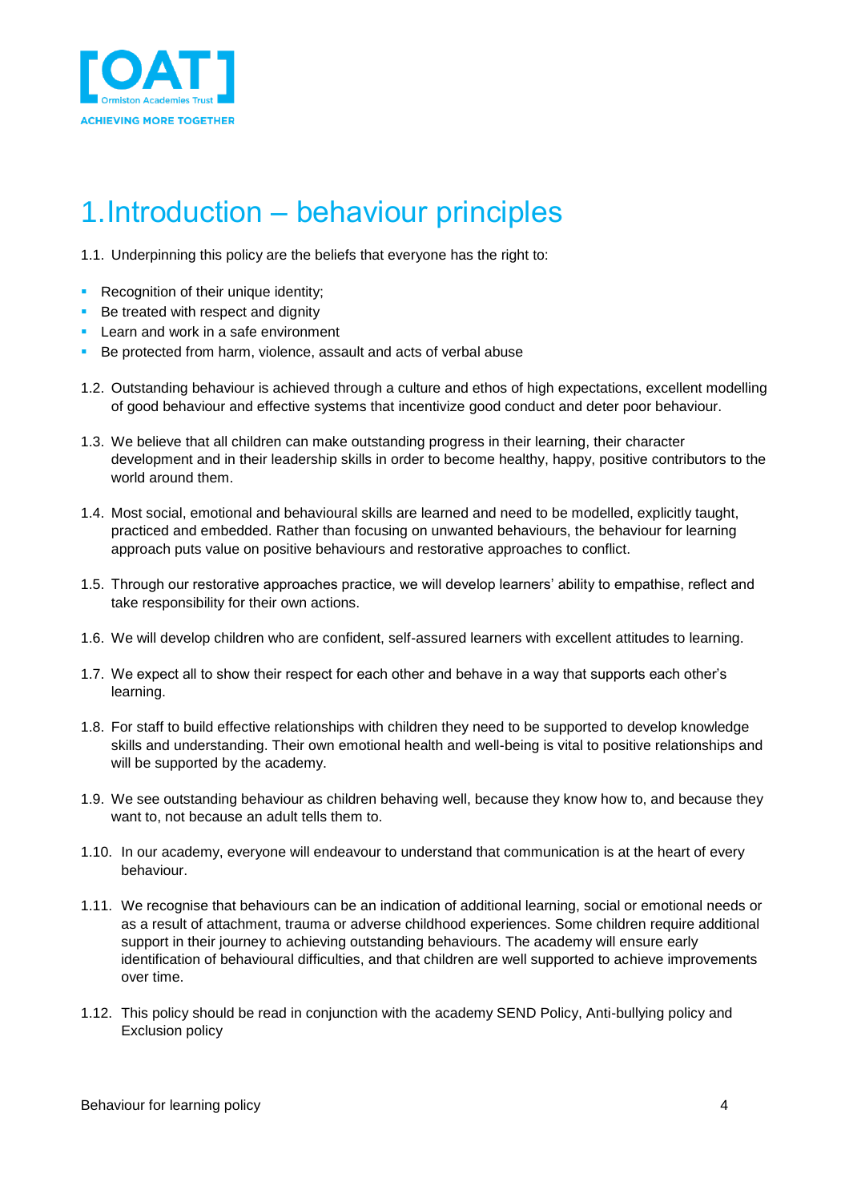# 1. Introduction – behaviour principles

1.1. Underpinning this policy are the beliefs that everyone has the right to:

- Recognition of their unique identity;
- Be treated with respect and dignity
- Learn and work in a safe environment
- Be protected from harm, violence, assault and acts of verbal abuse

1.2. Outstanding behaviour is achieved through a culture and ethos of high expectations, excellent modelling of good behaviour and effective systems that incentivize good conduct and deter poor behaviour.

1.3. We believe that all children can make outstanding progress in their learning, their character development and in their leadership skills in order to become healthy, happy, positive contributors to the world around them.

1.4. Most social, emotional and behavioural skills are learned and need to be modelled, explicitly taught, practiced and embedded. Rather than focusing on unwanted behaviours, the behaviour for learning approach puts value on positive behaviours and restorative approaches to conflict.

1.5. Through our restorative approaches practice, we will develop learners' ability to empathise, reflect and take responsibility for their own actions.

1.6. We will develop children who are confident, self-assured learners with excellent attitudes to learning.

1.7. We expect all to show their respect for each other and behave in a way that supports each other's learning.

1.8. For staff to build effective relationships with children they need to be supported to develop knowledge skills and understanding. Their own emotional health and well-being is vital to positive relationships and will be supported by the academy.

1.9. We see outstanding behaviour as children behaving well, because they know how to, and because they want to, not because an adult tells them to.

1.10. In our academy, everyone will endeavour to understand that communication is at the heart of every behaviour.

1.11. We recognise that behaviours can be an indication of additional learning, social or emotional needs or as a result of attachment, trauma or adverse childhood experiences. Some children require additional support in their journey to achieving outstanding behaviours. The academy will ensure early identification of behavioural difficulties, and that children are well supported to achieve improvements over time.

1.12. This policy should be read in conjunction with the academy SEND Policy, Anti-bullying policy and Exclusion policy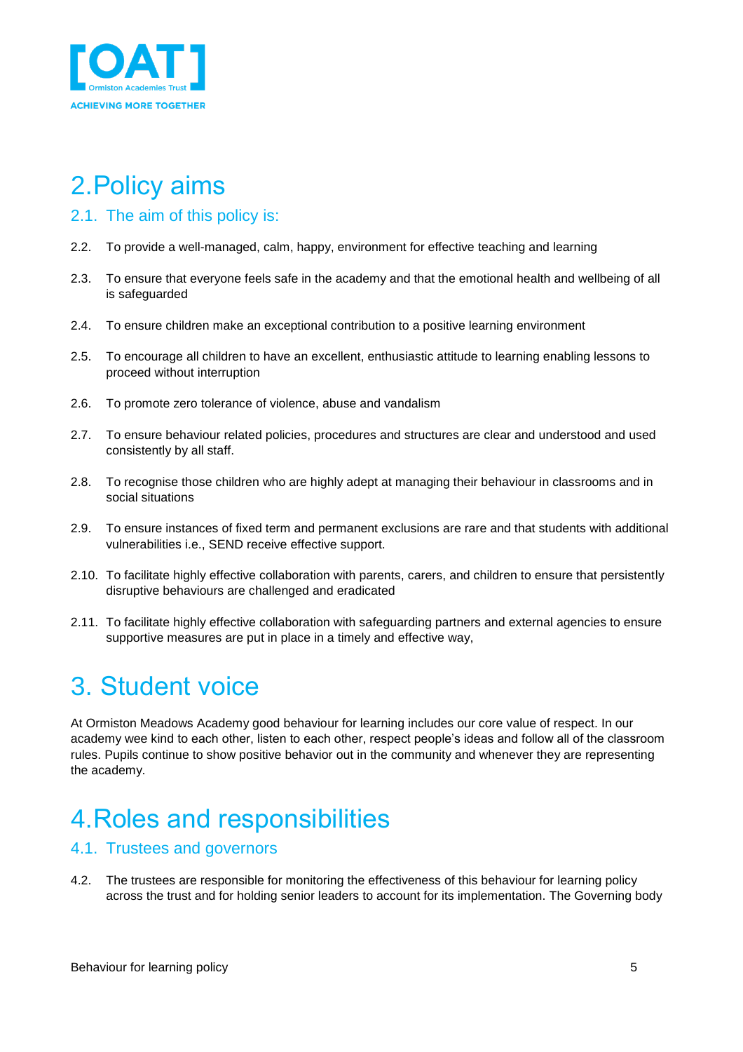# 2. Policy aims

## 2.1. The aim of this policy is:

2.2. To provide a well-managed, calm, happy, environment for effective teaching and learning

2.3. To ensure that everyone feels safe in the academy and that the emotional health and wellbeing of all is safeguarded

2.4. To ensure children make an exceptional contribution to a positive learning environment

2.5. To encourage all children to have an excellent, enthusiastic attitude to learning enabling lessons to proceed without interruption

2.6. To promote zero tolerance of violence, abuse and vandalism

2.7. To ensure behaviour related policies, procedures and structures are clear and understood and used consistently by all staff.

2.8. To recognise those children who are highly adept at managing their behaviour in classrooms and in social situations

2.9. To ensure instances of fixed term and permanent exclusions are rare and that students with additional vulnerabilities i.e., SEND receive effective support.

2.10. To facilitate highly effective collaboration with parents, carers, and children to ensure that persistently disruptive behaviours are challenged and eradicated

2.11. To facilitate highly effective collaboration with safeguarding partners and external agencies to ensure supportive measures are put in place in a timely and effective way,

# 3. Student voice

At Ormiston Meadows Academy good behaviour for learning includes our core value of respect. In our academy wee kind to each other, listen to each other, respect people's ideas and follow all of the classroom rules. Pupils continue to show positive behavior out in the community and whenever they are representing the academy.

# 4. Roles and responsibilities

## 4.1. Trustees and governors

4.2. The trustees are responsible for monitoring the effectiveness of this behaviour for learning policy across the trust and for holding senior leaders to account for its implementation. The Governing body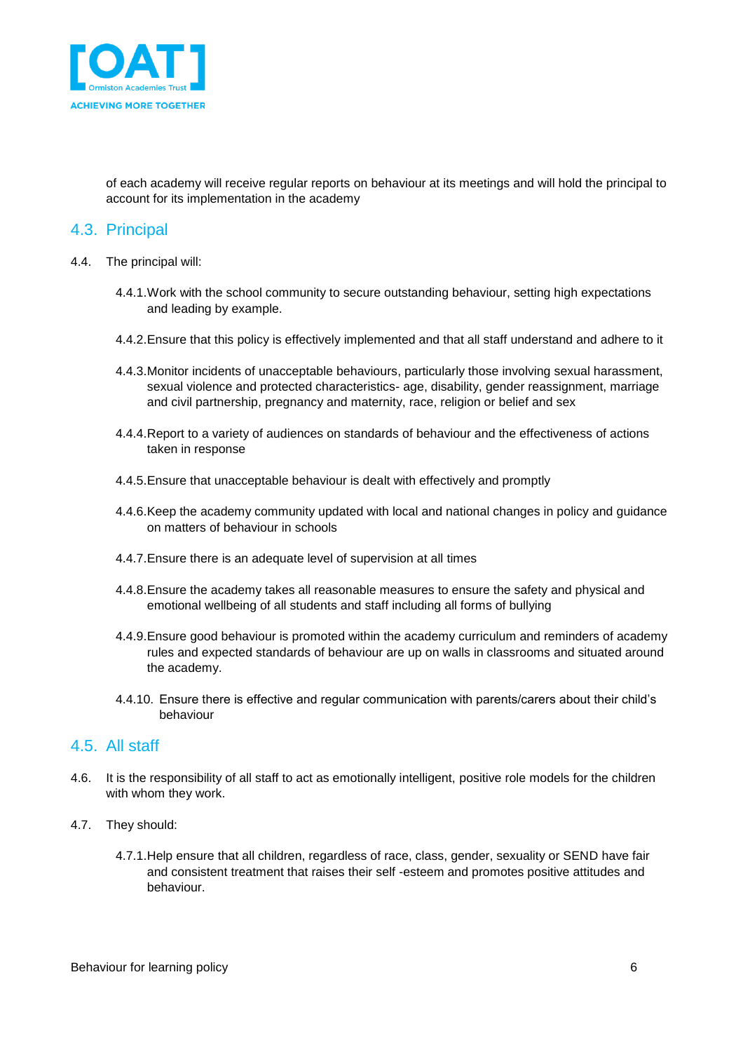of each academy will receive regular reports on behaviour at its meetings and will hold the principal to account for its implementation in the academy

## 4.3. Principal

4.4. The principal will:

- 4.4.1. Work with the school community to secure outstanding behaviour, setting high expectations and leading by example.
- 4.4.2. Ensure that this policy is effectively implemented and that all staff understand and adhere to it
- 4.4.3. Monitor incidents of unacceptable behaviours, particularly those involving sexual harassment, sexual violence and protected characteristics- age, disability, gender reassignment, marriage and civil partnership, pregnancy and maternity, race, religion or belief and sex
- 4.4.4. Report to a variety of audiences on standards of behaviour and the effectiveness of actions taken in response
- 4.4.5. Ensure that unacceptable behaviour is dealt with effectively and promptly
- 4.4.6. Keep the academy community updated with local and national changes in policy and guidance on matters of behaviour in schools
- 4.4.7. Ensure there is an adequate level of supervision at all times
- 4.4.8. Ensure the academy takes all reasonable measures to ensure the safety and physical and emotional wellbeing of all students and staff including all forms of bullying
- 4.4.9. Ensure good behaviour is promoted within the academy curriculum and reminders of academy rules and expected standards of behaviour are up on walls in classrooms and situated around the academy.
- 4.4.10. Ensure there is effective and regular communication with parents/carers about their child's behaviour

## 4.5. All staff

4.6. It is the responsibility of all staff to act as emotionally intelligent, positive role models for the children with whom they work.

4.7. They should:

- 4.7.1. Help ensure that all children, regardless of race, class, gender, sexuality or SEND have fair and consistent treatment that raises their self -esteem and promotes positive attitudes and behaviour.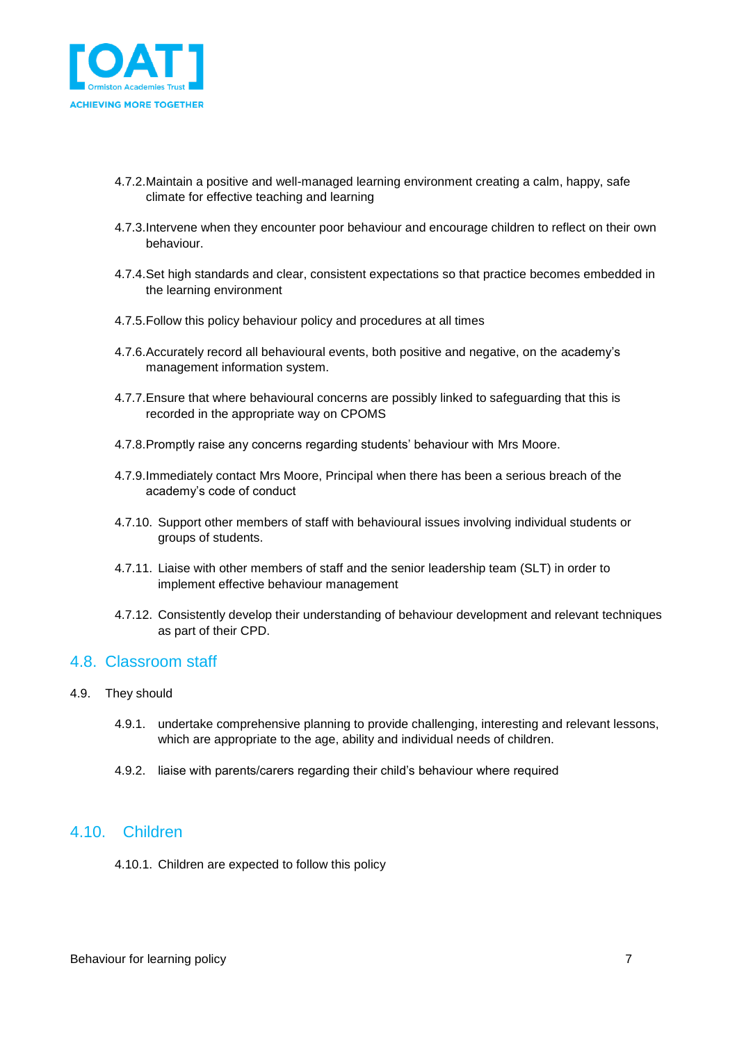4.7.2. Maintain a positive and well-managed learning environment creating a calm, happy, safe climate for effective teaching and learning

4.7.3. Intervene when they encounter poor behaviour and encourage children to reflect on their own behaviour.

4.7.4. Set high standards and clear, consistent expectations so that practice becomes embedded in the learning environment

4.7.5. Follow this policy behaviour policy and procedures at all times

4.7.6. Accurately record all behavioural events, both positive and negative, on the academy's management information system.

4.7.7. Ensure that where behavioural concerns are possibly linked to safeguarding that this is recorded in the appropriate way on CPOMS

4.7.8. Promptly raise any concerns regarding students' behaviour with Mrs Moore.

4.7.9. Immediately contact Mrs Moore, Principal when there has been a serious breach of the academy's code of conduct

4.7.10. Support other members of staff with behavioural issues involving individual students or groups of students.

4.7.11. Liaise with other members of staff and the senior leadership team (SLT) in order to implement effective behaviour management

4.7.12. Consistently develop their understanding of behaviour development and relevant techniques as part of their CPD.

## 4.8. Classroom staff

4.9. They should

4.9.1. undertake comprehensive planning to provide challenging, interesting and relevant lessons, which are appropriate to the age, ability and individual needs of children.

4.9.2. liaise with parents/carers regarding their child's behaviour where required

## 4.10. Children

4.10.1. Children are expected to follow this policy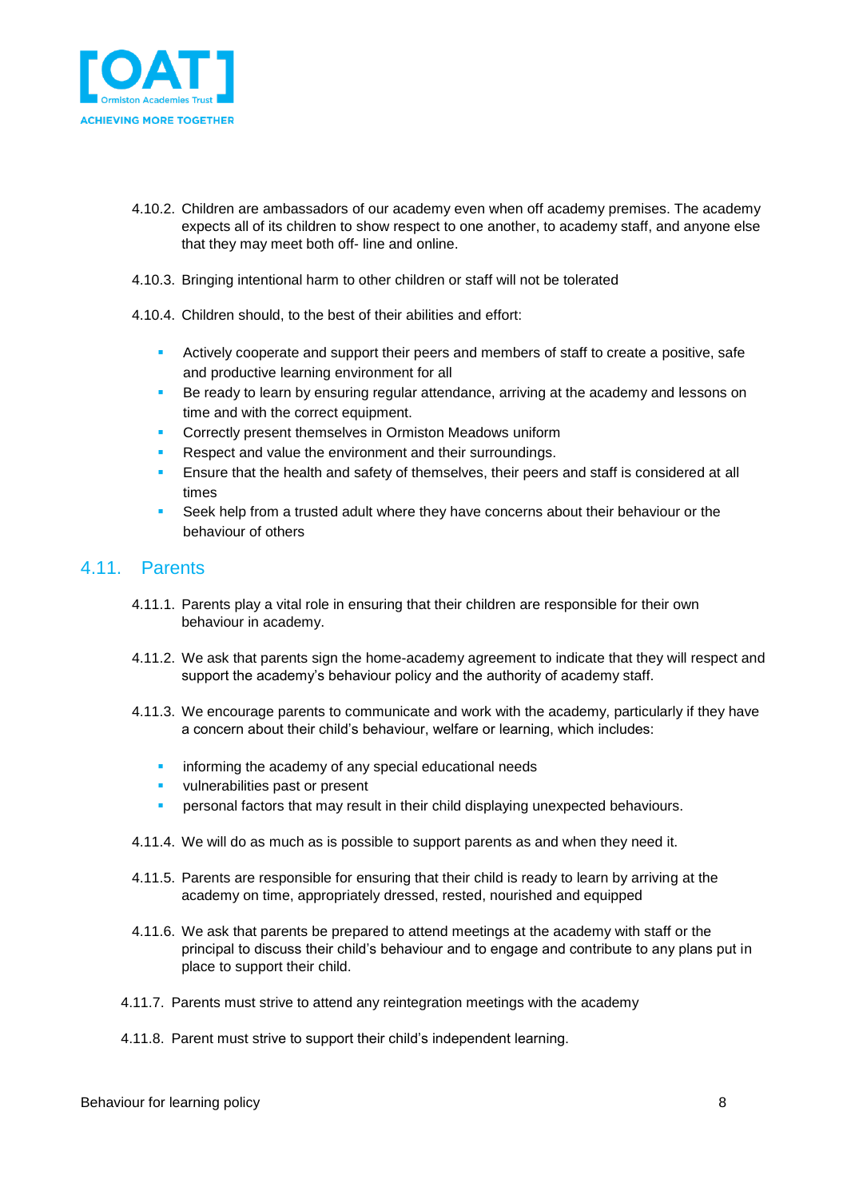4.10.2. Children are ambassadors of our academy even when off academy premises. The academy expects all of its children to show respect to one another, to academy staff, and anyone else that they may meet both off- line and online.

4.10.3. Bringing intentional harm to other children or staff will not be tolerated

4.10.4. Children should, to the best of their abilities and effort:

- Actively cooperate and support their peers and members of staff to create a positive, safe and productive learning environment for all
- Be ready to learn by ensuring regular attendance, arriving at the academy and lessons on time and with the correct equipment.
- Correctly present themselves in Ormiston Meadows uniform
- Respect and value the environment and their surroundings.
- Ensure that the health and safety of themselves, their peers and staff is considered at all times
- Seek help from a trusted adult where they have concerns about their behaviour or the behaviour of others

## 4.11. Parents

4.11.1. Parents play a vital role in ensuring that their children are responsible for their own behaviour in academy.

4.11.2. We ask that parents sign the home-academy agreement to indicate that they will respect and support the academy's behaviour policy and the authority of academy staff.

4.11.3. We encourage parents to communicate and work with the academy, particularly if they have a concern about their child's behaviour, welfare or learning, which includes:

- informing the academy of any special educational needs
- vulnerabilities past or present
- personal factors that may result in their child displaying unexpected behaviours.

4.11.4. We will do as much as is possible to support parents as and when they need it.

4.11.5. Parents are responsible for ensuring that their child is ready to learn by arriving at the academy on time, appropriately dressed, rested, nourished and equipped

4.11.6. We ask that parents be prepared to attend meetings at the academy with staff or the principal to discuss their child's behaviour and to engage and contribute to any plans put in place to support their child.

4.11.7. Parents must strive to attend any reintegration meetings with the academy

4.11.8. Parent must strive to support their child's independent learning.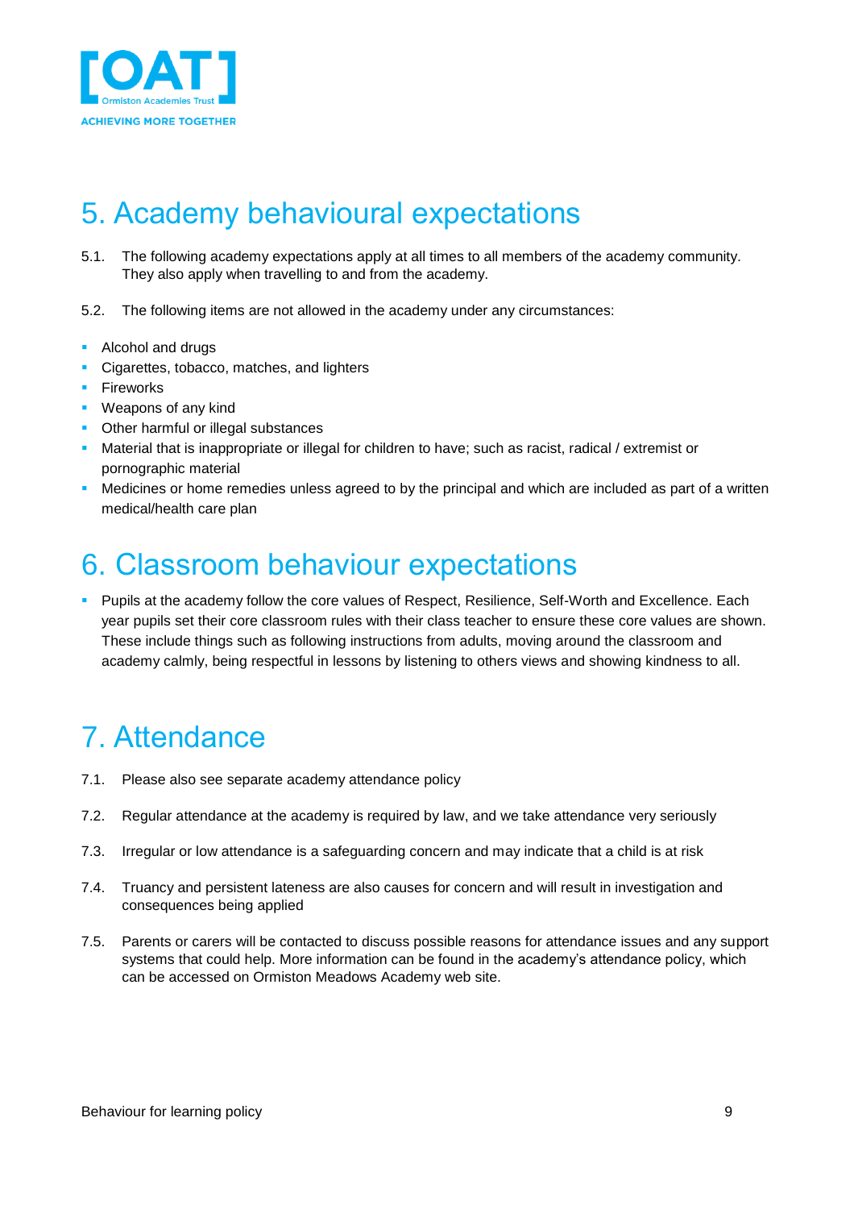# 5. Academy behavioural expectations

5.1. The following academy expectations apply at all times to all members of the academy community. They also apply when travelling to and from the academy.

5.2. The following items are not allowed in the academy under any circumstances:

- Alcohol and drugs
- Cigarettes, tobacco, matches, and lighters
- Fireworks
- Weapons of any kind
- Other harmful or illegal substances
- Material that is inappropriate or illegal for children to have; such as racist, radical / extremist or pornographic material
- Medicines or home remedies unless agreed to by the principal and which are included as part of a written medical/health care plan

# 6. Classroom behaviour expectations

- Pupils at the academy follow the core values of Respect, Resilience, Self-Worth and Excellence. Each year pupils set their core classroom rules with their class teacher to ensure these core values are shown. These include things such as following instructions from adults, moving around the classroom and academy calmly, being respectful in lessons by listening to others views and showing kindness to all.

# 7. Attendance

7.1. Please also see separate academy attendance policy

7.2. Regular attendance at the academy is required by law, and we take attendance very seriously

7.3. Irregular or low attendance is a safeguarding concern and may indicate that a child is at risk

7.4. Truancy and persistent lateness are also causes for concern and will result in investigation and consequences being applied

7.5. Parents or carers will be contacted to discuss possible reasons for attendance issues and any support systems that could help. More information can be found in the academy's attendance policy, which can be accessed on Ormiston Meadows Academy web site.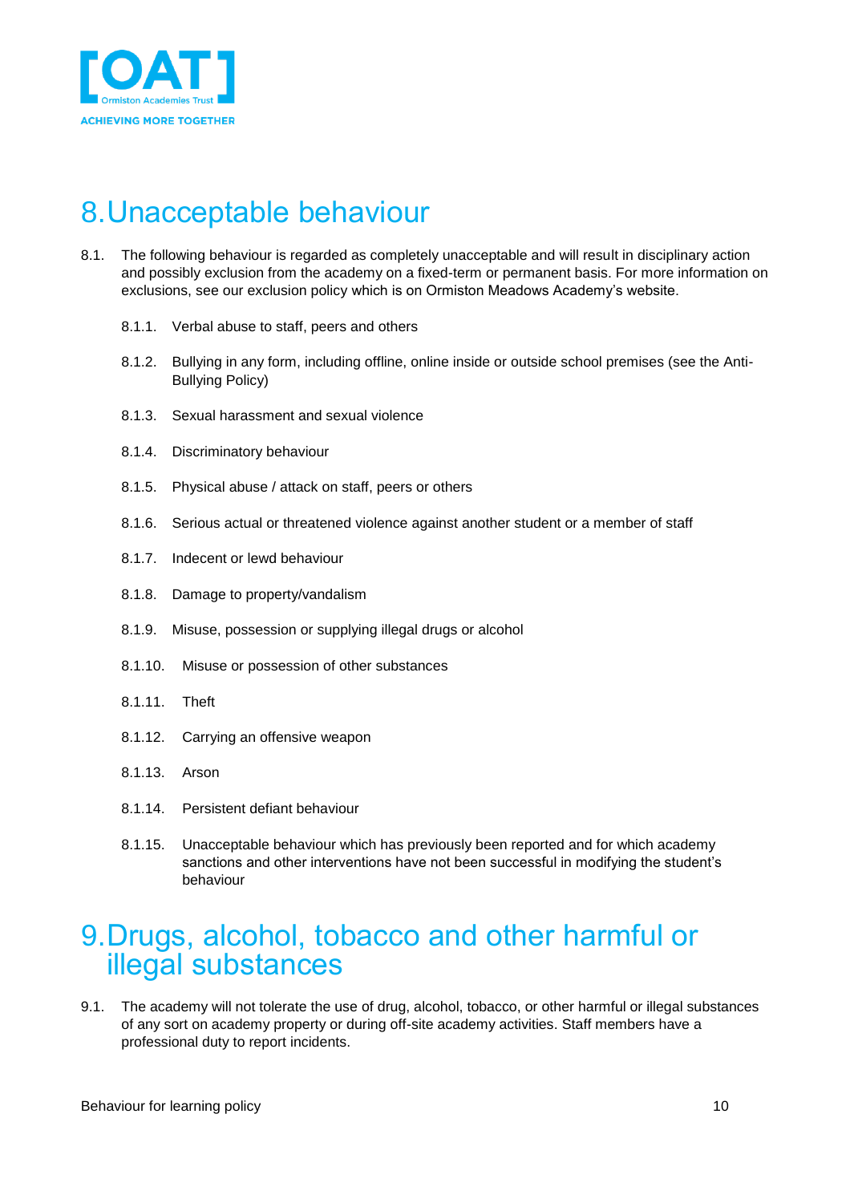# 8. Unacceptable behaviour

8.1. The following behaviour is regarded as completely unacceptable and will result in disciplinary action and possibly exclusion from the academy on a fixed-term or permanent basis. For more information on exclusions, see our exclusion policy which is on Ormiston Meadows Academy's website.

- 8.1.1. Verbal abuse to staff, peers and others
- 8.1.2. Bullying in any form, including offline, online inside or outside school premises (see the Anti-Bullying Policy)
- 8.1.3. Sexual harassment and sexual violence
- 8.1.4. Discriminatory behaviour
- 8.1.5. Physical abuse / attack on staff, peers or others
- 8.1.6. Serious actual or threatened violence against another student or a member of staff
- 8.1.7. Indecent or lewd behaviour
- 8.1.8. Damage to property/vandalism
- 8.1.9. Misuse, possession or supplying illegal drugs or alcohol
- 8.1.10. Misuse or possession of other substances
- 8.1.11. Theft
- 8.1.12. Carrying an offensive weapon
- 8.1.13. Arson
- 8.1.14. Persistent defiant behaviour
- 8.1.15. Unacceptable behaviour which has previously been reported and for which academy sanctions and other interventions have not been successful in modifying the student's behaviour

# 9. Drugs, alcohol, tobacco and other harmful or illegal substances

9.1. The academy will not tolerate the use of drug, alcohol, tobacco, or other harmful or illegal substances of any sort on academy property or during off-site academy activities. Staff members have a professional duty to report incidents.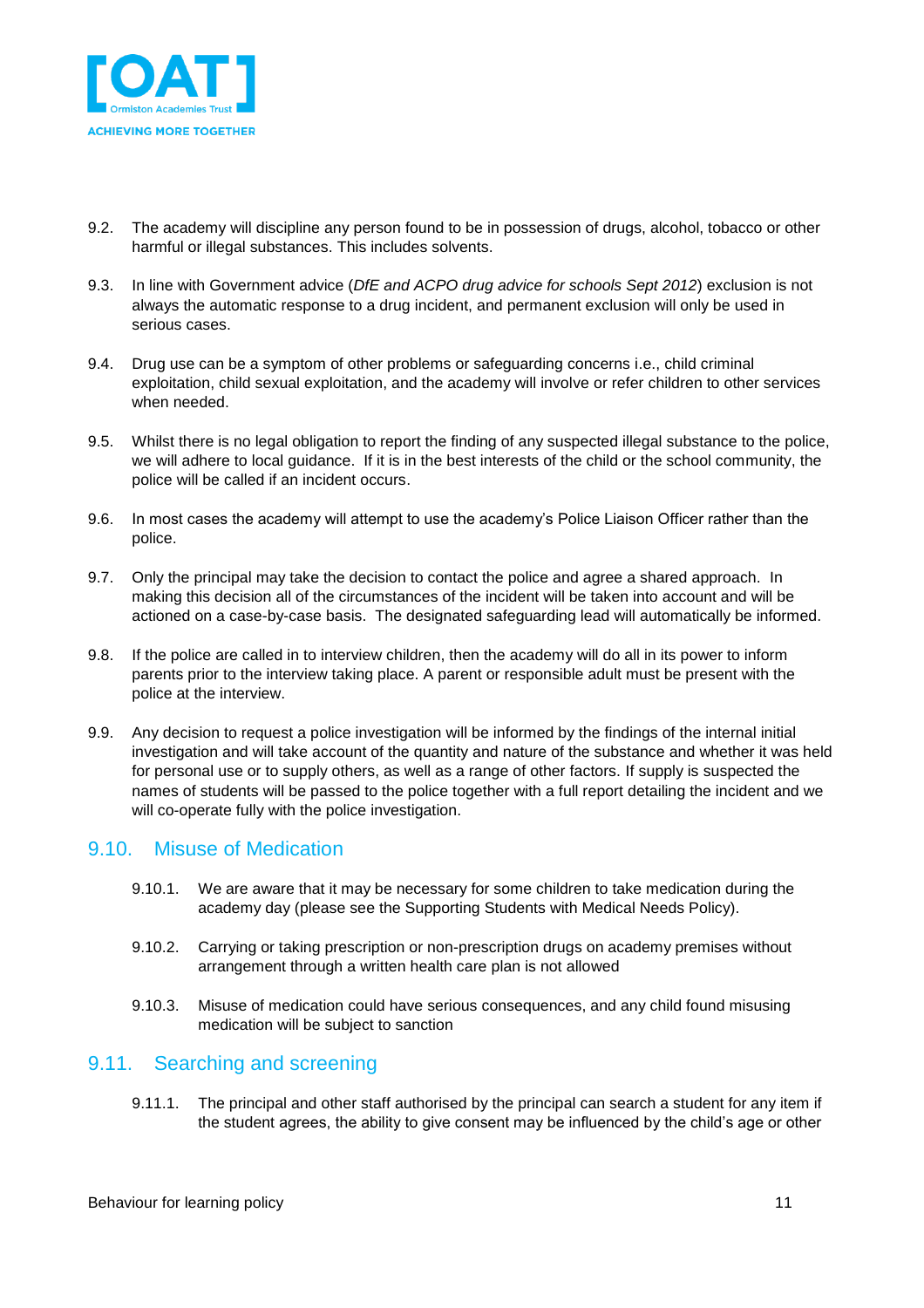9.2. The academy will discipline any person found to be in possession of drugs, alcohol, tobacco or other harmful or illegal substances. This includes solvents.

9.3. In line with Government advice (*DfE and ACPO drug advice for schools Sept 2012*) exclusion is not always the automatic response to a drug incident, and permanent exclusion will only be used in serious cases.

9.4. Drug use can be a symptom of other problems or safeguarding concerns i.e., child criminal exploitation, child sexual exploitation, and the academy will involve or refer children to other services when needed.

9.5. Whilst there is no legal obligation to report the finding of any suspected illegal substance to the police, we will adhere to local guidance. If it is in the best interests of the child or the school community, the police will be called if an incident occurs.

9.6. In most cases the academy will attempt to use the academy's Police Liaison Officer rather than the police.

9.7. Only the principal may take the decision to contact the police and agree a shared approach. In making this decision all of the circumstances of the incident will be taken into account and will be actioned on a case-by-case basis. The designated safeguarding lead will automatically be informed.

9.8. If the police are called in to interview children, then the academy will do all in its power to inform parents prior to the interview taking place. A parent or responsible adult must be present with the police at the interview.

9.9. Any decision to request a police investigation will be informed by the findings of the internal initial investigation and will take account of the quantity and nature of the substance and whether it was held for personal use or to supply others, as well as a range of other factors. If supply is suspected the names of students will be passed to the police together with a full report detailing the incident and we will co-operate fully with the police investigation.

## 9.10. Misuse of Medication

9.10.1. We are aware that it may be necessary for some children to take medication during the academy day (please see the Supporting Students with Medical Needs Policy).

9.10.2. Carrying or taking prescription or non-prescription drugs on academy premises without arrangement through a written health care plan is not allowed

9.10.3. Misuse of medication could have serious consequences, and any child found misusing medication will be subject to sanction

## 9.11. Searching and screening

9.11.1. The principal and other staff authorised by the principal can search a student for any item if the student agrees, the ability to give consent may be influenced by the child's age or other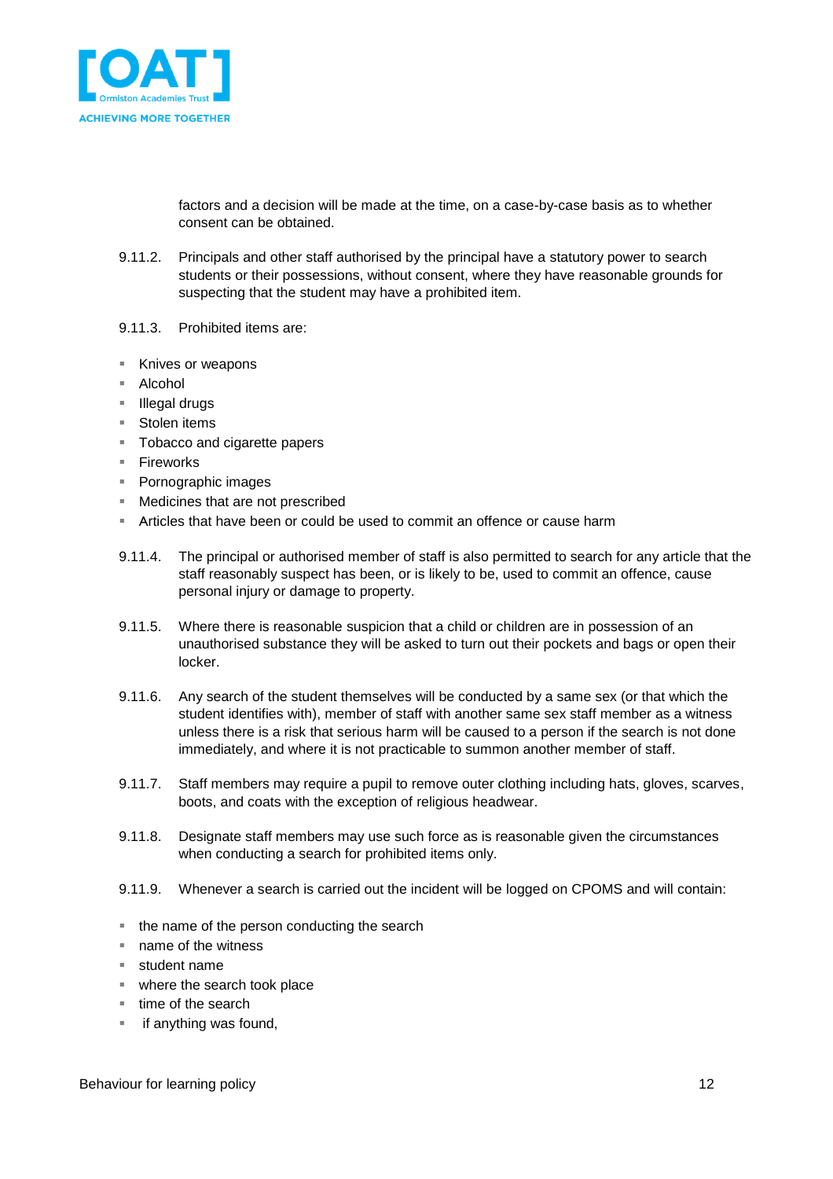factors and a decision will be made at the time, on a case-by-case basis as to whether consent can be obtained.

9.11.2. Principals and other staff authorised by the principal have a statutory power to search students or their possessions, without consent, where they have reasonable grounds for suspecting that the student may have a prohibited item.

9.11.3. Prohibited items are:

- Knives or weapons
- Alcohol
- Illegal drugs
- Stolen items
- Tobacco and cigarette papers
- Fireworks
- Pornographic images
- Medicines that are not prescribed
- Articles that have been or could be used to commit an offence or cause harm

9.11.4. The principal or authorised member of staff is also permitted to search for any article that the staff reasonably suspect has been, or is likely to be, used to commit an offence, cause personal injury or damage to property.

9.11.5. Where there is reasonable suspicion that a child or children are in possession of an unauthorised substance they will be asked to turn out their pockets and bags or open their locker.

9.11.6. Any search of the student themselves will be conducted by a same sex (or that which the student identifies with), member of staff with another same sex staff member as a witness unless there is a risk that serious harm will be caused to a person if the search is not done immediately, and where it is not practicable to summon another member of staff.

9.11.7. Staff members may require a pupil to remove outer clothing including hats, gloves, scarves, boots, and coats with the exception of religious headwear.

9.11.8. Designate staff members may use such force as is reasonable given the circumstances when conducting a search for prohibited items only.

9.11.9. Whenever a search is carried out the incident will be logged on CPOMS and will contain:

- the name of the person conducting the search
- name of the witness
- student name
- where the search took place
- time of the search
- if anything was found,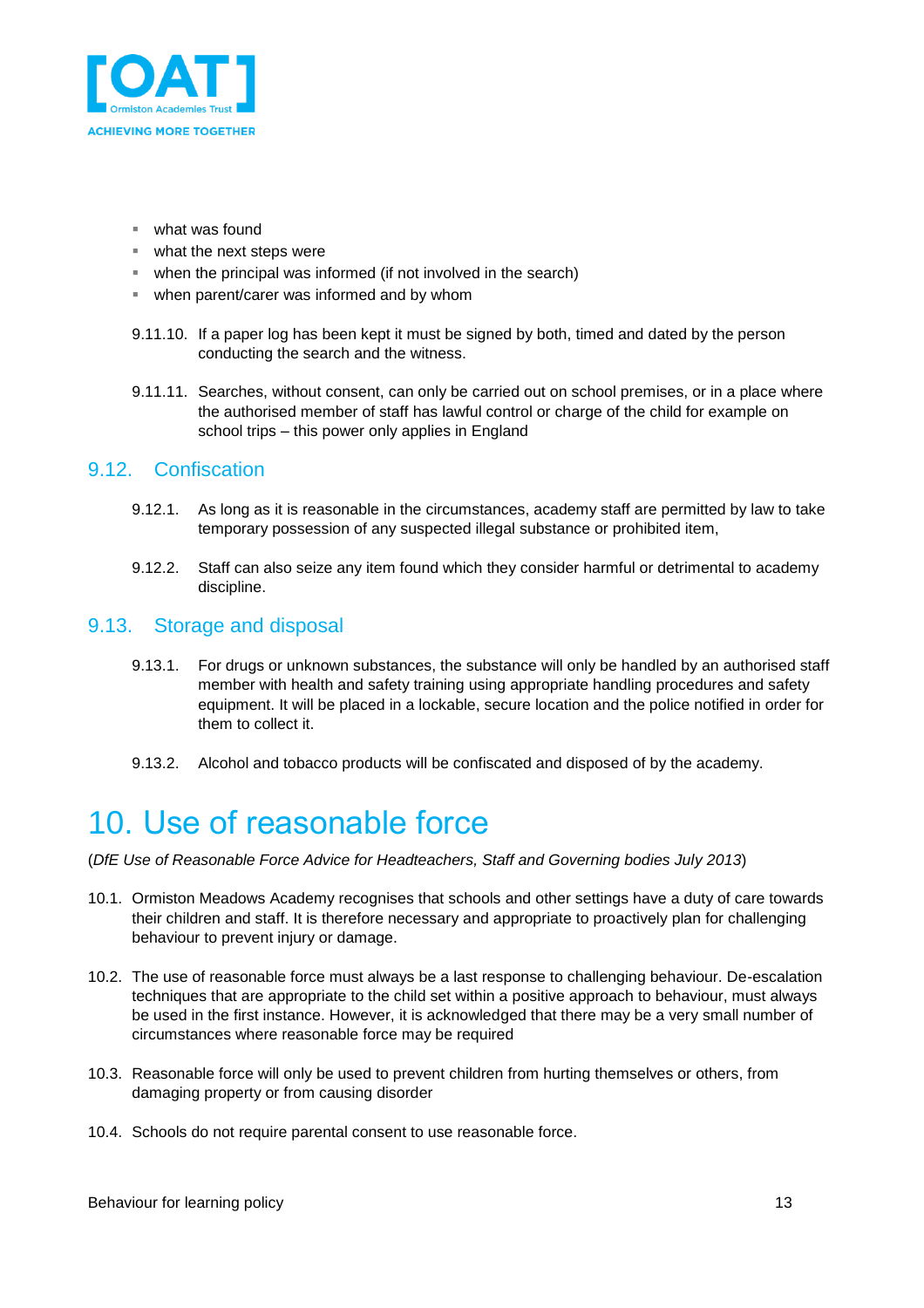- what was found
- what the next steps were
- when the principal was informed (if not involved in the search)
- when parent/carer was informed and by whom

9.11.10. If a paper log has been kept it must be signed by both, timed and dated by the person conducting the search and the witness.

9.11.11. Searches, without consent, can only be carried out on school premises, or in a place where the authorised member of staff has lawful control or charge of the child for example on school trips – this power only applies in England

## 9.12. Confiscation

9.12.1. As long as it is reasonable in the circumstances, academy staff are permitted by law to take temporary possession of any suspected illegal substance or prohibited item,

9.12.2. Staff can also seize any item found which they consider harmful or detrimental to academy discipline.

## 9.13. Storage and disposal

9.13.1. For drugs or unknown substances, the substance will only be handled by an authorised staff member with health and safety training using appropriate handling procedures and safety equipment. It will be placed in a lockable, secure location and the police notified in order for them to collect it.

9.13.2. Alcohol and tobacco products will be confiscated and disposed of by the academy.

# 10. Use of reasonable force

(*DfE Use of Reasonable Force Advice for Headteachers, Staff and Governing bodies July 2013*)

10.1. Ormiston Meadows Academy recognises that schools and other settings have a duty of care towards their children and staff. It is therefore necessary and appropriate to proactively plan for challenging behaviour to prevent injury or damage.

10.2. The use of reasonable force must always be a last response to challenging behaviour. De-escalation techniques that are appropriate to the child set within a positive approach to behaviour, must always be used in the first instance. However, it is acknowledged that there may be a very small number of circumstances where reasonable force may be required

10.3. Reasonable force will only be used to prevent children from hurting themselves or others, from damaging property or from causing disorder

10.4. Schools do not require parental consent to use reasonable force.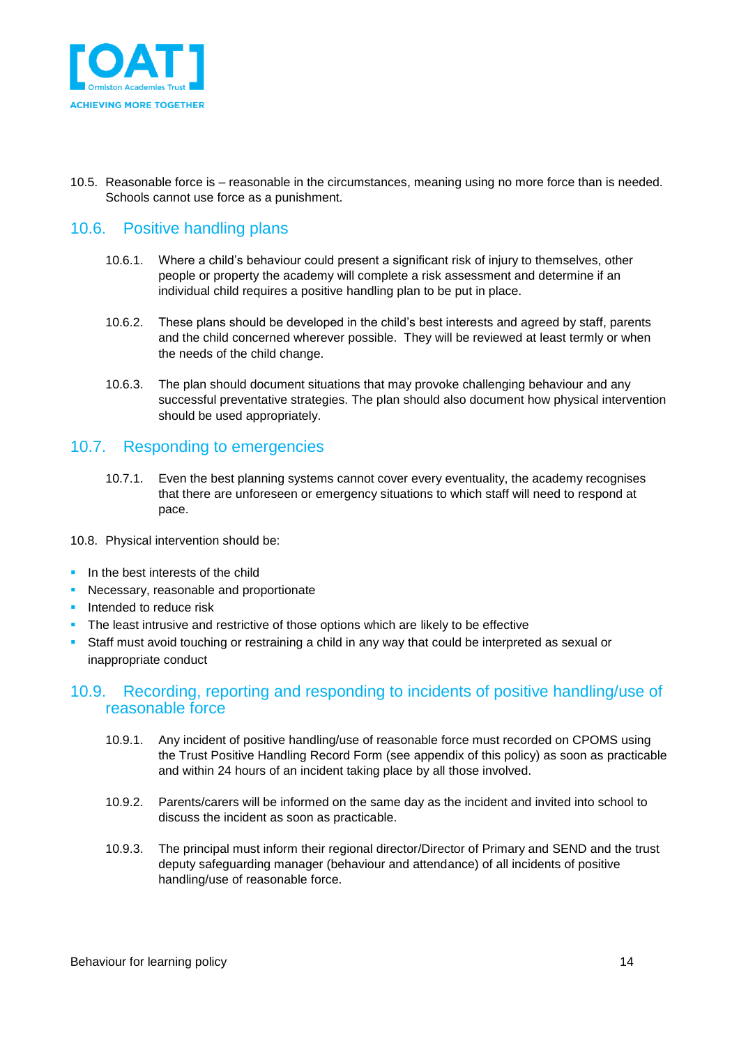10.5. Reasonable force is – reasonable in the circumstances, meaning using no more force than is needed. Schools cannot use force as a punishment.

## 10.6. Positive handling plans

10.6.1. Where a child's behaviour could present a significant risk of injury to themselves, other people or property the academy will complete a risk assessment and determine if an individual child requires a positive handling plan to be put in place.

10.6.2. These plans should be developed in the child's best interests and agreed by staff, parents and the child concerned wherever possible. They will be reviewed at least termly or when the needs of the child change.

10.6.3. The plan should document situations that may provoke challenging behaviour and any successful preventative strategies. The plan should also document how physical intervention should be used appropriately.

## 10.7. Responding to emergencies

10.7.1. Even the best planning systems cannot cover every eventuality, the academy recognises that there are unforeseen or emergency situations to which staff will need to respond at pace.

10.8. Physical intervention should be:

- In the best interests of the child
- Necessary, reasonable and proportionate
- Intended to reduce risk
- The least intrusive and restrictive of those options which are likely to be effective
- Staff must avoid touching or restraining a child in any way that could be interpreted as sexual or inappropriate conduct

## 10.9. Recording, reporting and responding to incidents of positive handling/use of reasonable force

10.9.1. Any incident of positive handling/use of reasonable force must recorded on CPOMS using the Trust Positive Handling Record Form (see appendix of this policy) as soon as practicable and within 24 hours of an incident taking place by all those involved.

10.9.2. Parents/carers will be informed on the same day as the incident and invited into school to discuss the incident as soon as practicable.

10.9.3. The principal must inform their regional director/Director of Primary and SEND and the trust deputy safeguarding manager (behaviour and attendance) of all incidents of positive handling/use of reasonable force.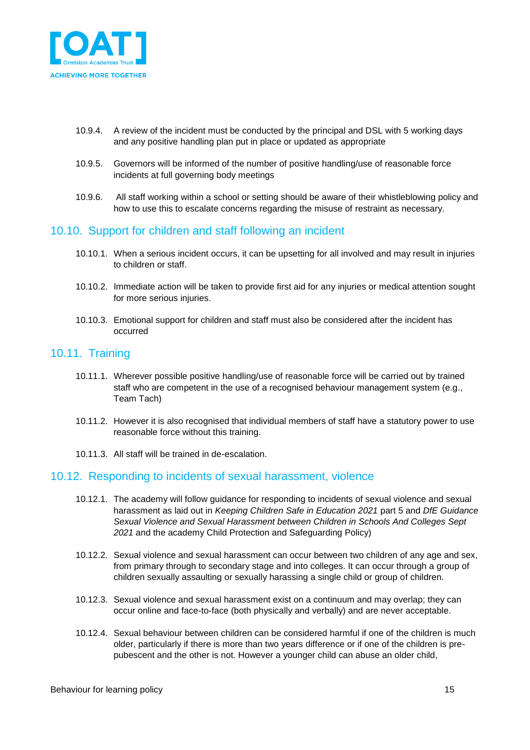10.9.4. A review of the incident must be conducted by the principal and DSL with 5 working days and any positive handling plan put in place or updated as appropriate

10.9.5. Governors will be informed of the number of positive handling/use of reasonable force incidents at full governing body meetings

10.9.6. All staff working within a school or setting should be aware of their whistleblowing policy and how to use this to escalate concerns regarding the misuse of restraint as necessary.

## 10.10. Support for children and staff following an incident

10.10.1. When a serious incident occurs, it can be upsetting for all involved and may result in injuries to children or staff.

10.10.2. Immediate action will be taken to provide first aid for any injuries or medical attention sought for more serious injuries.

10.10.3. Emotional support for children and staff must also be considered after the incident has occurred

## 10.11. Training

10.11.1. Wherever possible positive handling/use of reasonable force will be carried out by trained staff who are competent in the use of a recognised behaviour management system (e.g., Team Tach)

10.11.2. However it is also recognised that individual members of staff have a statutory power to use reasonable force without this training.

10.11.3. All staff will be trained in de-escalation.

## 10.12. Responding to incidents of sexual harassment, violence

10.12.1. The academy will follow guidance for responding to incidents of sexual violence and sexual harassment as laid out in *Keeping Children Safe in Education 2021* part 5 and *DfE Guidance Sexual Violence and Sexual Harassment between Children in Schools And Colleges Sept 2021* and the academy Child Protection and Safeguarding Policy)

10.12.2. Sexual violence and sexual harassment can occur between two children of any age and sex, from primary through to secondary stage and into colleges. It can occur through a group of children sexually assaulting or sexually harassing a single child or group of children.

10.12.3. Sexual violence and sexual harassment exist on a continuum and may overlap; they can occur online and face-to-face (both physically and verbally) and are never acceptable.

10.12.4. Sexual behaviour between children can be considered harmful if one of the children is much older, particularly if there is more than two years difference or if one of the children is pre-pubescent and the other is not. However a younger child can abuse an older child,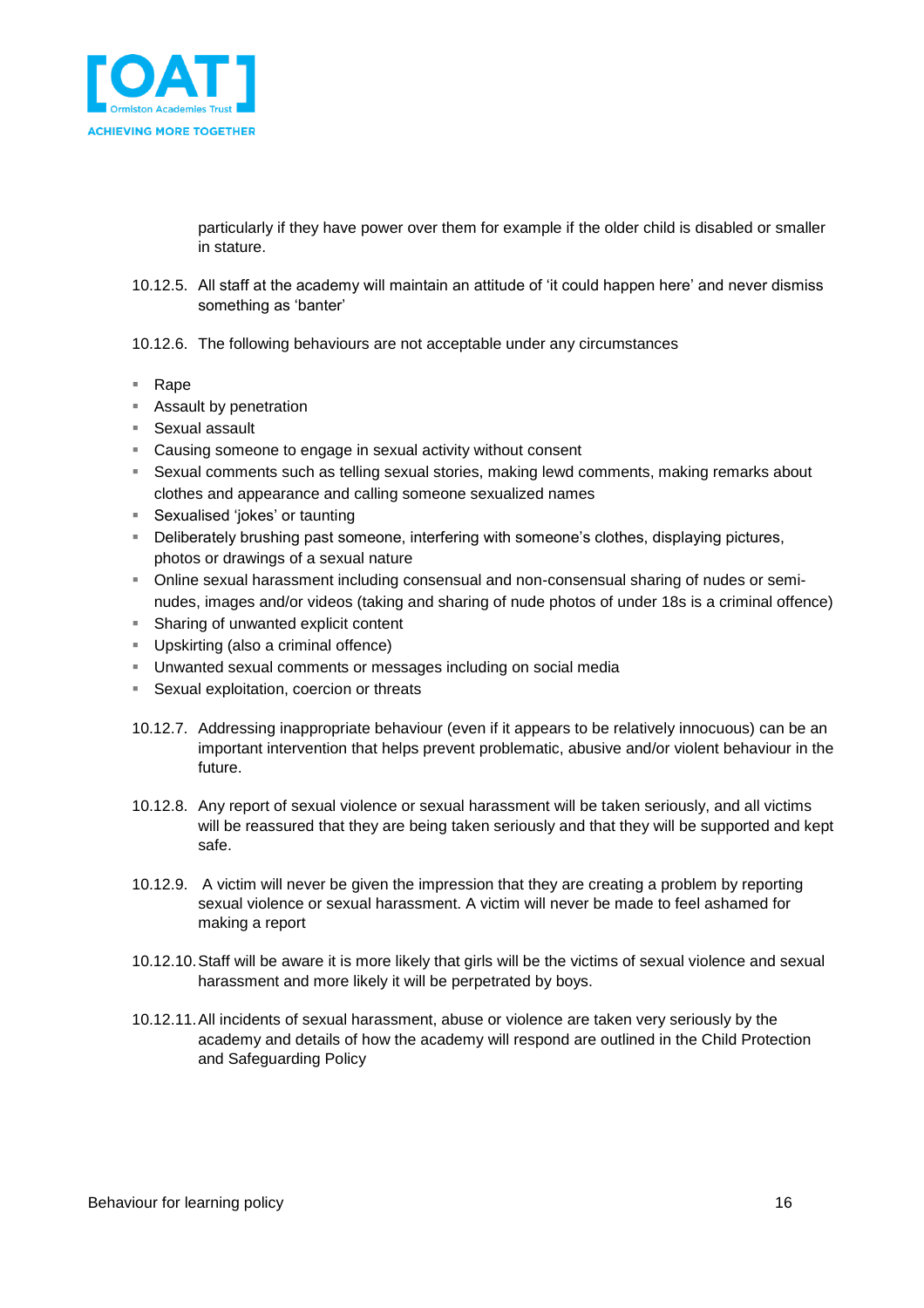particularly if they have power over them for example if the older child is disabled or smaller in stature.

10.12.5. All staff at the academy will maintain an attitude of 'it could happen here' and never dismiss something as 'banter'

10.12.6. The following behaviours are not acceptable under any circumstances

- Rape
- Assault by penetration
- Sexual assault
- Causing someone to engage in sexual activity without consent
- Sexual comments such as telling sexual stories, making lewd comments, making remarks about clothes and appearance and calling someone sexualized names
- Sexualised 'jokes' or taunting
- Deliberately brushing past someone, interfering with someone's clothes, displaying pictures, photos or drawings of a sexual nature
- Online sexual harassment including consensual and non-consensual sharing of nudes or semi-nudes, images and/or videos (taking and sharing of nude photos of under 18s is a criminal offence)
- Sharing of unwanted explicit content
- Upskirting (also a criminal offence)
- Unwanted sexual comments or messages including on social media
- Sexual exploitation, coercion or threats

10.12.7. Addressing inappropriate behaviour (even if it appears to be relatively innocuous) can be an important intervention that helps prevent problematic, abusive and/or violent behaviour in the future.

10.12.8. Any report of sexual violence or sexual harassment will be taken seriously, and all victims will be reassured that they are being taken seriously and that they will be supported and kept safe.

10.12.9. A victim will never be given the impression that they are creating a problem by reporting sexual violence or sexual harassment. A victim will never be made to feel ashamed for making a report

10.12.10. Staff will be aware it is more likely that girls will be the victims of sexual violence and sexual harassment and more likely it will be perpetrated by boys.

10.12.11. All incidents of sexual harassment, abuse or violence are taken very seriously by the academy and details of how the academy will respond are outlined in the Child Protection and Safeguarding Policy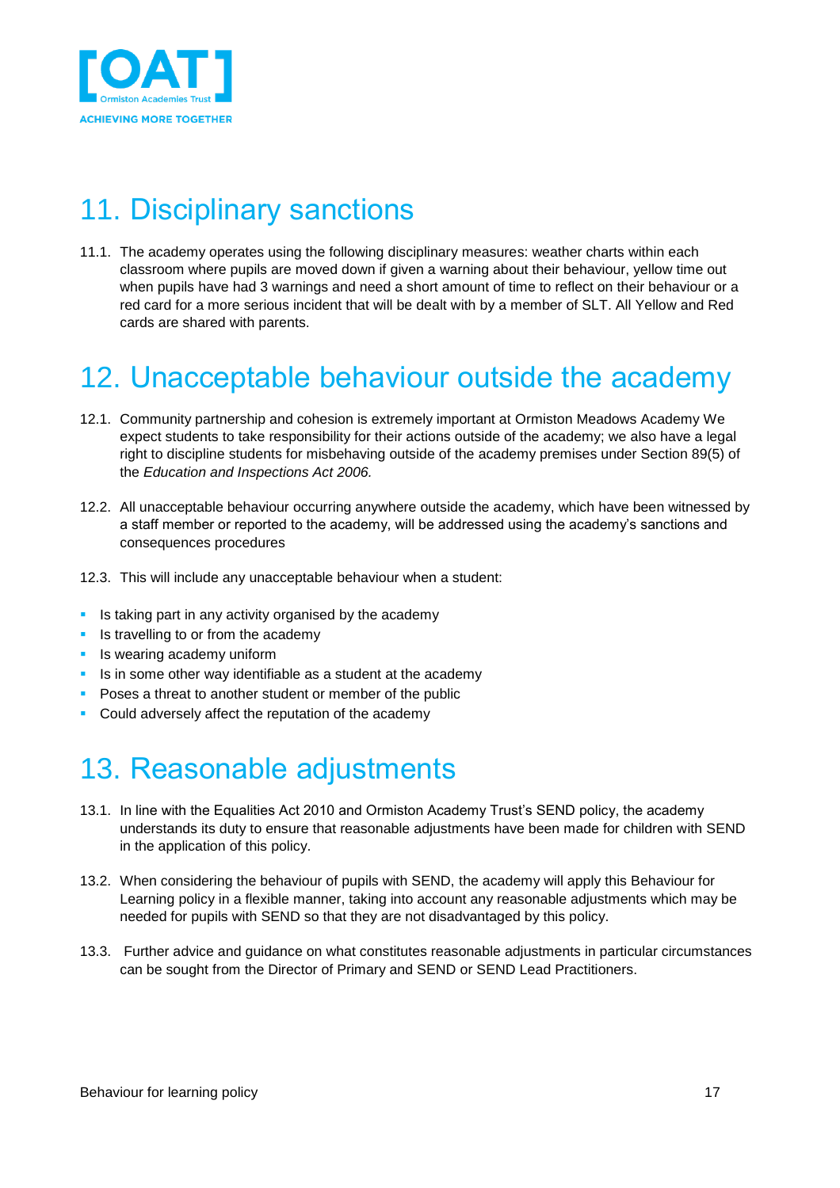# 11. Disciplinary sanctions

11.1. The academy operates using the following disciplinary measures: weather charts within each classroom where pupils are moved down if given a warning about their behaviour, yellow time out when pupils have had 3 warnings and need a short amount of time to reflect on their behaviour or a red card for a more serious incident that will be dealt with by a member of SLT. All Yellow and Red cards are shared with parents.

# 12. Unacceptable behaviour outside the academy

12.1. Community partnership and cohesion is extremely important at Ormiston Meadows Academy We expect students to take responsibility for their actions outside of the academy; we also have a legal right to discipline students for misbehaving outside of the academy premises under Section 89(5) of the *Education and Inspections Act 2006.*

12.2. All unacceptable behaviour occurring anywhere outside the academy, which have been witnessed by a staff member or reported to the academy, will be addressed using the academy's sanctions and consequences procedures

12.3. This will include any unacceptable behaviour when a student:

- Is taking part in any activity organised by the academy
- Is travelling to or from the academy
- Is wearing academy uniform
- Is in some other way identifiable as a student at the academy
- Poses a threat to another student or member of the public
- Could adversely affect the reputation of the academy

# 13. Reasonable adjustments

13.1. In line with the Equalities Act 2010 and Ormiston Academy Trust's SEND policy, the academy understands its duty to ensure that reasonable adjustments have been made for children with SEND in the application of this policy.

13.2. When considering the behaviour of pupils with SEND, the academy will apply this Behaviour for Learning policy in a flexible manner, taking into account any reasonable adjustments which may be needed for pupils with SEND so that they are not disadvantaged by this policy.

13.3. Further advice and guidance on what constitutes reasonable adjustments in particular circumstances can be sought from the Director of Primary and SEND or SEND Lead Practitioners.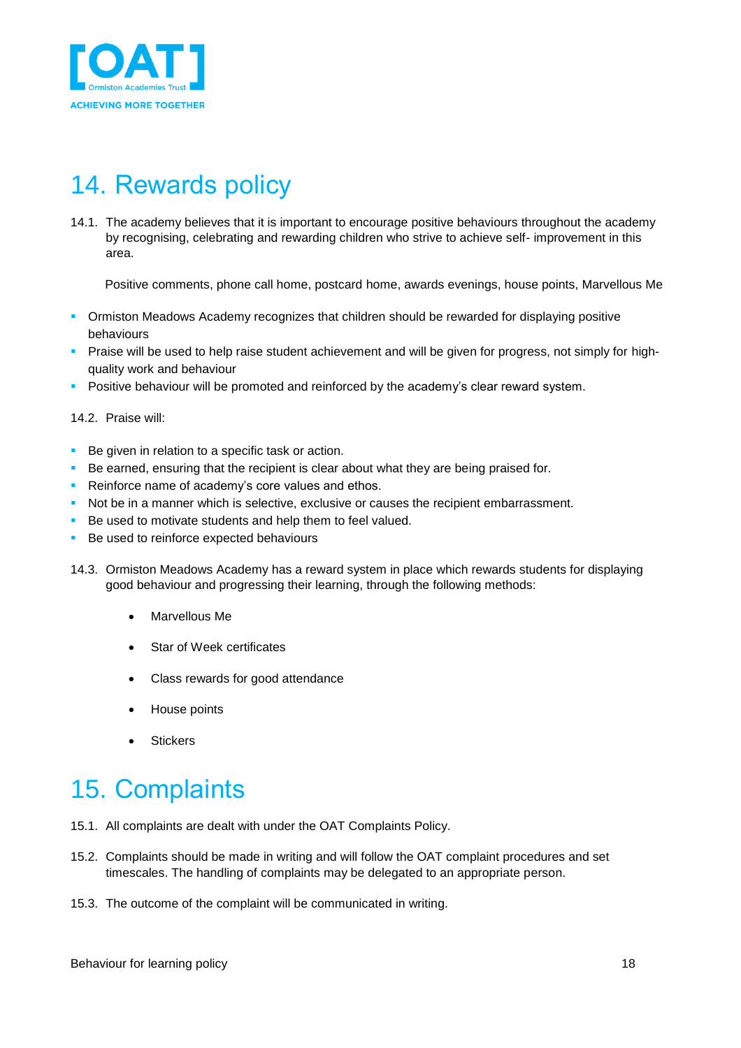# 14. Rewards policy

14.1. The academy believes that it is important to encourage positive behaviours throughout the academy by recognising, celebrating and rewarding children who strive to achieve self- improvement in this area.

Positive comments, phone call home, postcard home, awards evenings, house points, Marvellous Me

- Ormiston Meadows Academy recognizes that children should be rewarded for displaying positive behaviours
- Praise will be used to help raise student achievement and will be given for progress, not simply for high-quality work and behaviour
- Positive behaviour will be promoted and reinforced by the academy's clear reward system.

14.2. Praise will:

- Be given in relation to a specific task or action.
- Be earned, ensuring that the recipient is clear about what they are being praised for.
- Reinforce name of academy's core values and ethos.
- Not be in a manner which is selective, exclusive or causes the recipient embarrassment.
- Be used to motivate students and help them to feel valued.
- Be used to reinforce expected behaviours

14.3. Ormiston Meadows Academy has a reward system in place which rewards students for displaying good behaviour and progressing their learning, through the following methods:

- Marvellous Me
- Star of Week certificates
- Class rewards for good attendance
- House points
- Stickers

# 15. Complaints

15.1. All complaints are dealt with under the OAT Complaints Policy.

15.2. Complaints should be made in writing and will follow the OAT complaint procedures and set timescales. The handling of complaints may be delegated to an appropriate person.

15.3. The outcome of the complaint will be communicated in writing.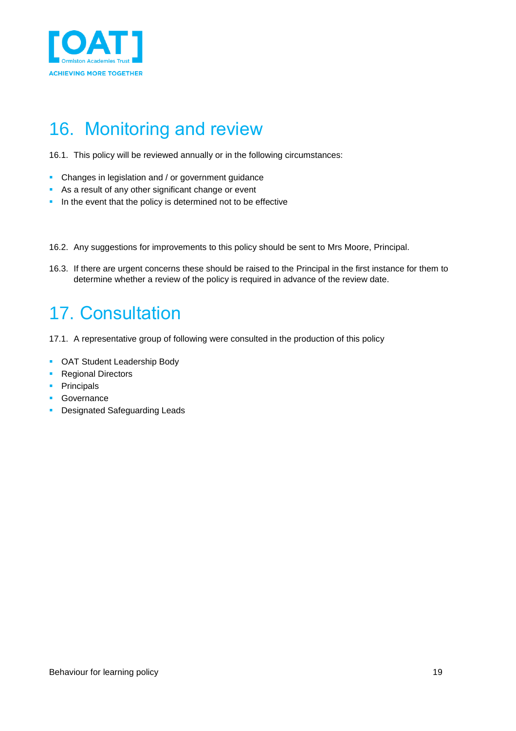## 16. Monitoring and review

16.1. This policy will be reviewed annually or in the following circumstances:

- Changes in legislation and / or government guidance
- As a result of any other significant change or event
- In the event that the policy is determined not to be effective

16.2. Any suggestions for improvements to this policy should be sent to Mrs Moore, Principal.

16.3. If there are urgent concerns these should be raised to the Principal in the first instance for them to determine whether a review of the policy is required in advance of the review date.

## 17. Consultation

17.1. A representative group of following were consulted in the production of this policy

- OAT Student Leadership Body
- Regional Directors
- Principals
- Governance
- Designated Safeguarding Leads